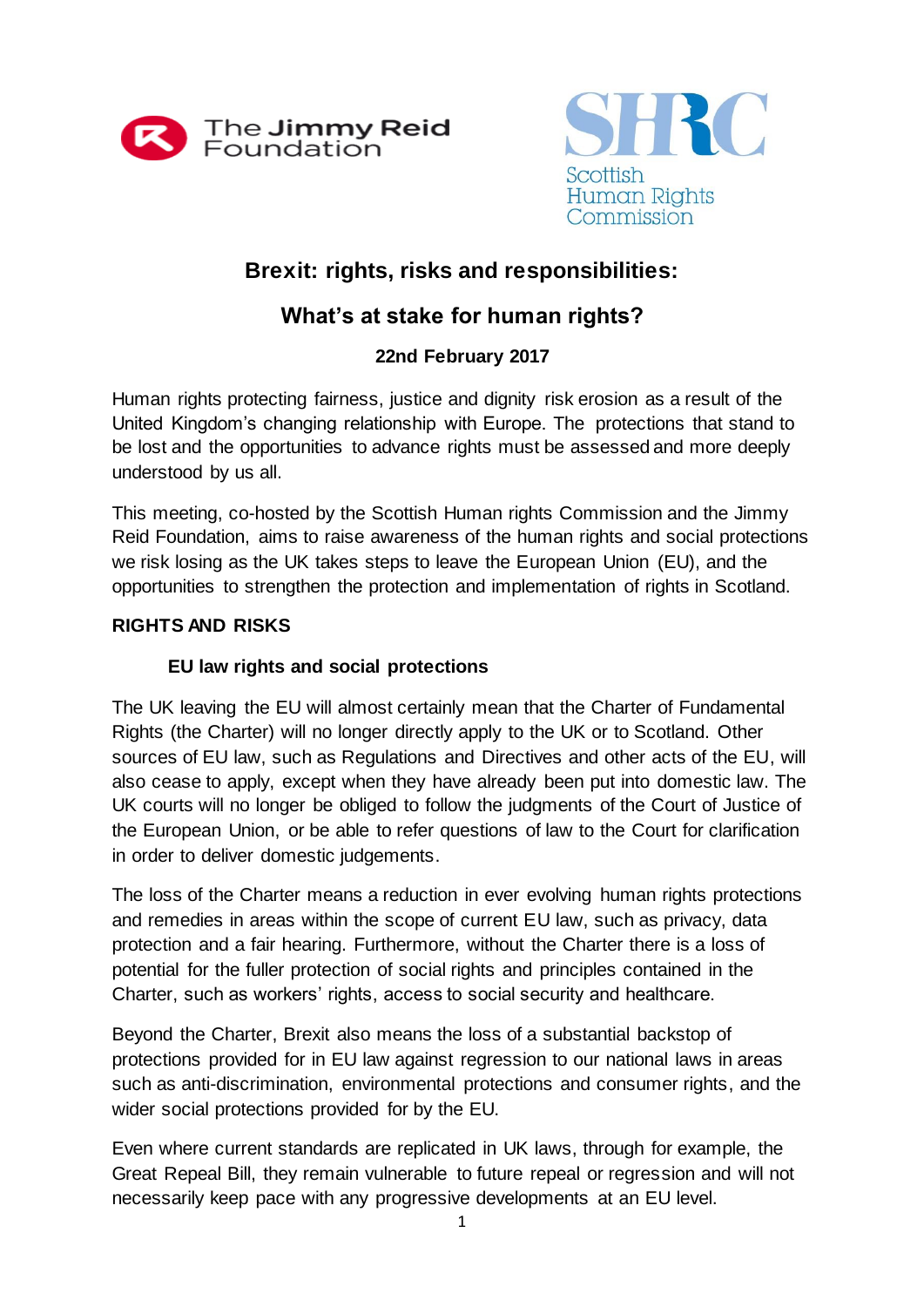The Jimmy Reid Foundation

Scottish Human Rights Commission

# Brexit: rights, risks and responsibilities:

# What's at stake for human rights?

**22nd February 2017**

Human rights protecting fairness, justice and dignity risk erosion as a result of the United Kingdom's changing relationship with Europe. The protections that stand to be lost and the opportunities to advance rights must be assessed and more deeply understood by us all.

This meeting, co-hosted by the Scottish Human rights Commission and the Jimmy Reid Foundation, aims to raise awareness of the human rights and social protections we risk losing as the UK takes steps to leave the European Union (EU), and the opportunities to strengthen the protection and implementation of rights in Scotland.

## RIGHTS AND RISKS

### EU law rights and social protections

The UK leaving the EU will almost certainly mean that the Charter of Fundamental Rights (the Charter) will no longer directly apply to the UK or to Scotland. Other sources of EU law, such as Regulations and Directives and other acts of the EU, will also cease to apply, except when they have already been put into domestic law. The UK courts will no longer be obliged to follow the judgments of the Court of Justice of the European Union, or be able to refer questions of law to the Court for clarification in order to deliver domestic judgements.

The loss of the Charter means a reduction in ever evolving human rights protections and remedies in areas within the scope of current EU law, such as privacy, data protection and a fair hearing. Furthermore, without the Charter there is a loss of potential for the fuller protection of social rights and principles contained in the Charter, such as workers' rights, access to social security and healthcare.

Beyond the Charter, Brexit also means the loss of a substantial backstop of protections provided for in EU law against regression to our national laws in areas such as anti-discrimination, environmental protections and consumer rights, and the wider social protections provided for by the EU.

Even where current standards are replicated in UK laws, through for example, the Great Repeal Bill, they remain vulnerable to future repeal or regression and will not necessarily keep pace with any progressive developments at an EU level.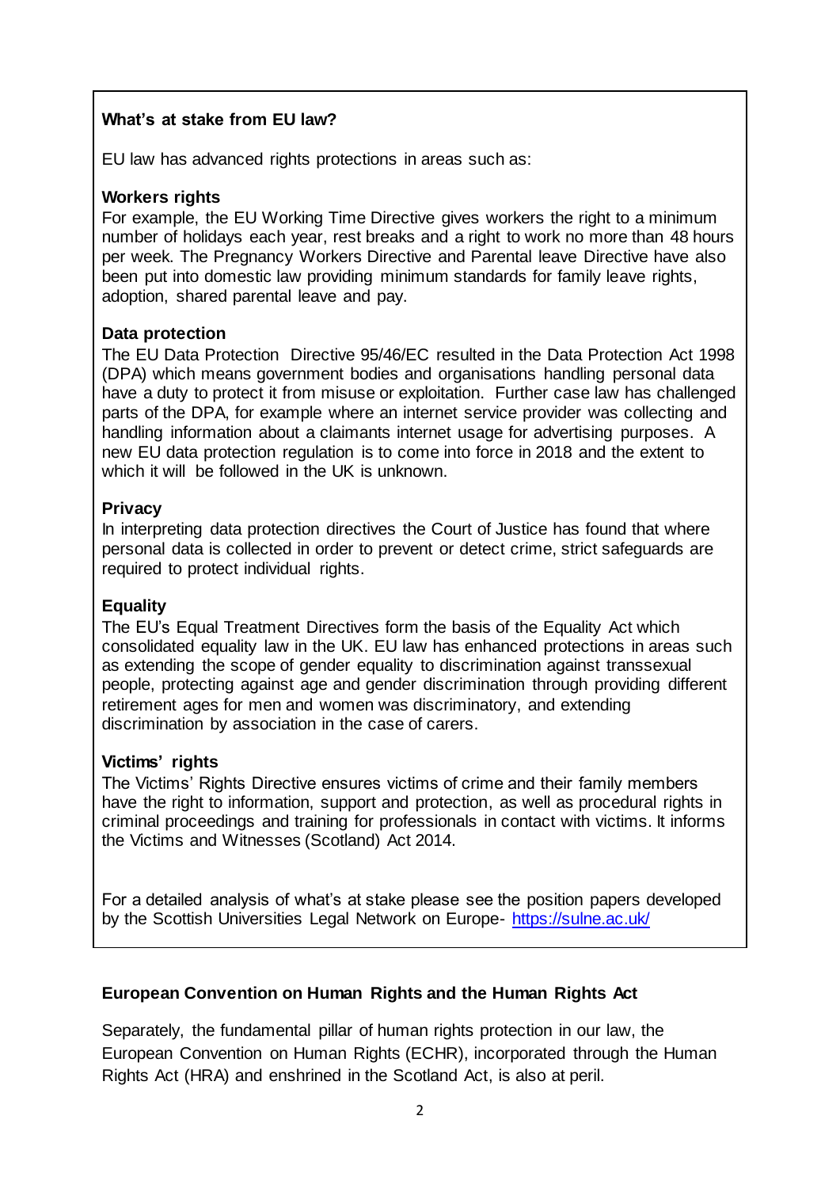**What's at stake from EU law?**

EU law has advanced rights protections in areas such as:

**Workers rights**

For example, the EU Working Time Directive gives workers the right to a minimum number of holidays each year, rest breaks and a right to work no more than 48 hours per week. The Pregnancy Workers Directive and Parental leave Directive have also been put into domestic law providing minimum standards for family leave rights, adoption, shared parental leave and pay.

**Data protection**

The EU Data Protection Directive 95/46/EC resulted in the Data Protection Act 1998 (DPA) which means government bodies and organisations handling personal data have a duty to protect it from misuse or exploitation. Further case law has challenged parts of the DPA, for example where an internet service provider was collecting and handling information about a claimants internet usage for advertising purposes. A new EU data protection regulation is to come into force in 2018 and the extent to which it will be followed in the UK is unknown.

**Privacy**

In interpreting data protection directives the Court of Justice has found that where personal data is collected in order to prevent or detect crime, strict safeguards are required to protect individual rights.

**Equality**

The EU's Equal Treatment Directives form the basis of the Equality Act which consolidated equality law in the UK. EU law has enhanced protections in areas such as extending the scope of gender equality to discrimination against transsexual people, protecting against age and gender discrimination through providing different retirement ages for men and women was discriminatory, and extending discrimination by association in the case of carers.

**Victims' rights**

The Victims' Rights Directive ensures victims of crime and their family members have the right to information, support and protection, as well as procedural rights in criminal proceedings and training for professionals in contact with victims. It informs the Victims and Witnesses (Scotland) Act 2014.

For a detailed analysis of what's at stake please see the position papers developed by the Scottish Universities Legal Network on Europe- https://sulne.ac.uk/

**European Convention on Human Rights and the Human Rights Act**

Separately, the fundamental pillar of human rights protection in our law, the European Convention on Human Rights (ECHR), incorporated through the Human Rights Act (HRA) and enshrined in the Scotland Act, is also at peril.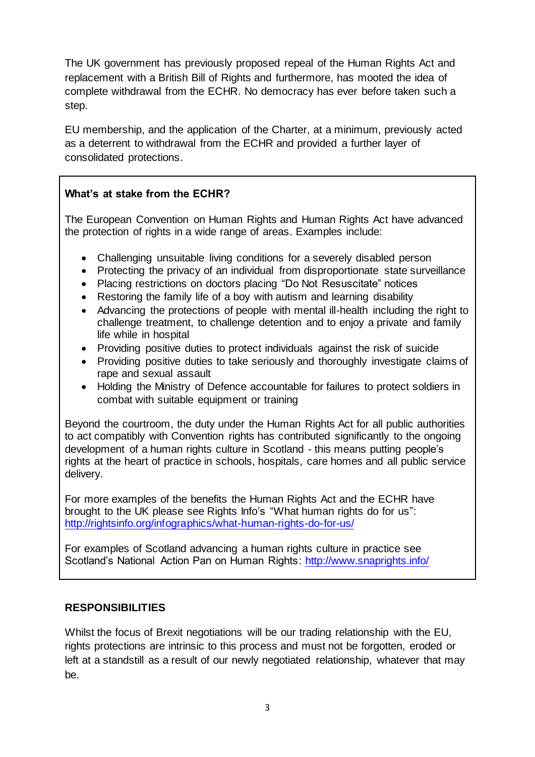The UK government has previously proposed repeal of the Human Rights Act and replacement with a British Bill of Rights and furthermore, has mooted the idea of complete withdrawal from the ECHR. No democracy has ever before taken such a step.

EU membership, and the application of the Charter, at a minimum, previously acted as a deterrent to withdrawal from the ECHR and provided a further layer of consolidated protections.

**What's at stake from the ECHR?**

The European Convention on Human Rights and Human Rights Act have advanced the protection of rights in a wide range of areas. Examples include:

- Challenging unsuitable living conditions for a severely disabled person
- Protecting the privacy of an individual from disproportionate state surveillance
- Placing restrictions on doctors placing "Do Not Resuscitate" notices
- Restoring the family life of a boy with autism and learning disability
- Advancing the protections of people with mental ill-health including the right to challenge treatment, to challenge detention and to enjoy a private and family life while in hospital
- Providing positive duties to protect individuals against the risk of suicide
- Providing positive duties to take seriously and thoroughly investigate claims of rape and sexual assault
- Holding the Ministry of Defence accountable for failures to protect soldiers in combat with suitable equipment or training

Beyond the courtroom, the duty under the Human Rights Act for all public authorities to act compatibly with Convention rights has contributed significantly to the ongoing development of a human rights culture in Scotland - this means putting people's rights at the heart of practice in schools, hospitals, care homes and all public service delivery.

For more examples of the benefits the Human Rights Act and the ECHR have brought to the UK please see Rights Info's "What human rights do for us": http://rightsinfo.org/infographics/what-human-rights-do-for-us/

For examples of Scotland advancing a human rights culture in practice see Scotland's National Action Pan on Human Rights: http://www.snaprights.info/

## RESPONSIBILITIES

Whilst the focus of Brexit negotiations will be our trading relationship with the EU, rights protections are intrinsic to this process and must not be forgotten, eroded or left at a standstill as a result of our newly negotiated relationship, whatever that may be.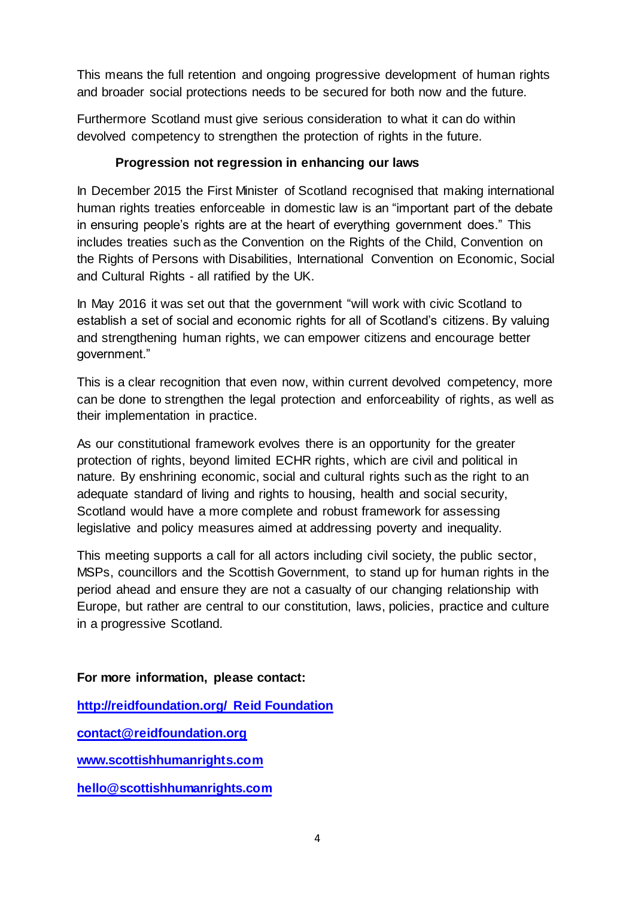This means the full retention and ongoing progressive development of human rights and broader social protections needs to be secured for both now and the future.

Furthermore Scotland must give serious consideration to what it can do within devolved competency to strengthen the protection of rights in the future.

### Progression not regression in enhancing our laws

In December 2015 the First Minister of Scotland recognised that making international human rights treaties enforceable in domestic law is an "important part of the debate in ensuring people's rights are at the heart of everything government does." This includes treaties such as the Convention on the Rights of the Child, Convention on the Rights of Persons with Disabilities, International Convention on Economic, Social and Cultural Rights - all ratified by the UK.

In May 2016 it was set out that the government "will work with civic Scotland to establish a set of social and economic rights for all of Scotland's citizens. By valuing and strengthening human rights, we can empower citizens and encourage better government."

This is a clear recognition that even now, within current devolved competency, more can be done to strengthen the legal protection and enforceability of rights, as well as their implementation in practice.

As our constitutional framework evolves there is an opportunity for the greater protection of rights, beyond limited ECHR rights, which are civil and political in nature. By enshrining economic, social and cultural rights such as the right to an adequate standard of living and rights to housing, health and social security, Scotland would have a more complete and robust framework for assessing legislative and policy measures aimed at addressing poverty and inequality.

This meeting supports a call for all actors including civil society, the public sector, MSPs, councillors and the Scottish Government, to stand up for human rights in the period ahead and ensure they are not a casualty of our changing relationship with Europe, but rather are central to our constitution, laws, policies, practice and culture in a progressive Scotland.

**For more information, please contact:**

**http://reidfoundation.org/ Reid Foundation**

**contact@reidfoundation.org**

**www.scottishhumanrights.com**

**hello@scottishhumanrights.com**